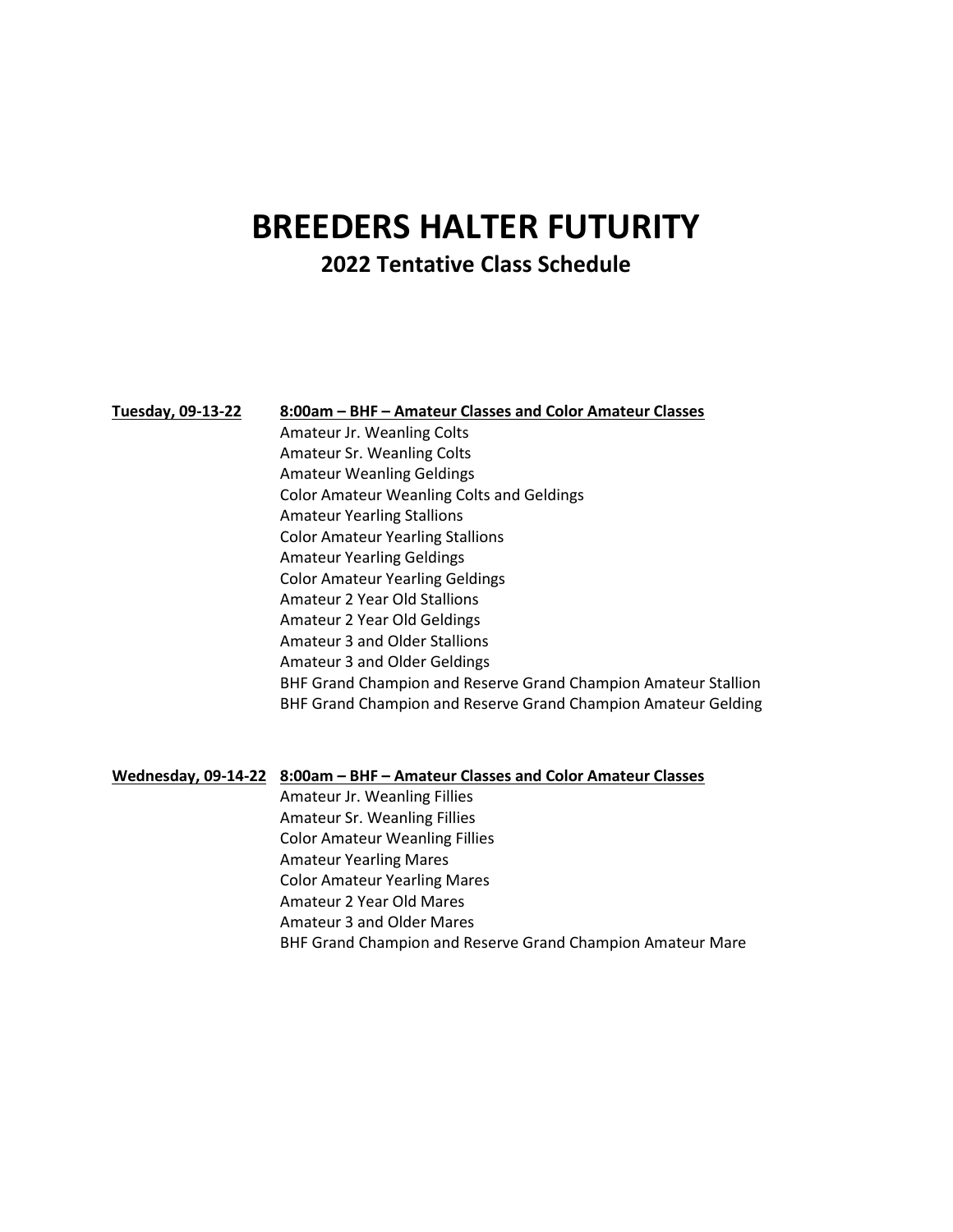# BREEDERS HALTER FUTURITY

## 2022 Tentative Class Schedule

**Tuesday, 09-13-22** — **8:00am – BHF – Amateur Classes and Color Amateur Classes**

Amateur Jr. Weanling Colts
Amateur Sr. Weanling Colts
Amateur Weanling Geldings
Color Amateur Weanling Colts and Geldings
Amateur Yearling Stallions
Color Amateur Yearling Stallions
Amateur Yearling Geldings
Color Amateur Yearling Geldings
Amateur 2 Year Old Stallions
Amateur 2 Year Old Geldings
Amateur 3 and Older Stallions
Amateur 3 and Older Geldings
BHF Grand Champion and Reserve Grand Champion Amateur Stallion
BHF Grand Champion and Reserve Grand Champion Amateur Gelding

**Wednesday, 09-14-22** — **8:00am – BHF – Amateur Classes and Color Amateur Classes**

Amateur Jr. Weanling Fillies
Amateur Sr. Weanling Fillies
Color Amateur Weanling Fillies
Amateur Yearling Mares
Color Amateur Yearling Mares
Amateur 2 Year Old Mares
Amateur 3 and Older Mares
BHF Grand Champion and Reserve Grand Champion Amateur Mare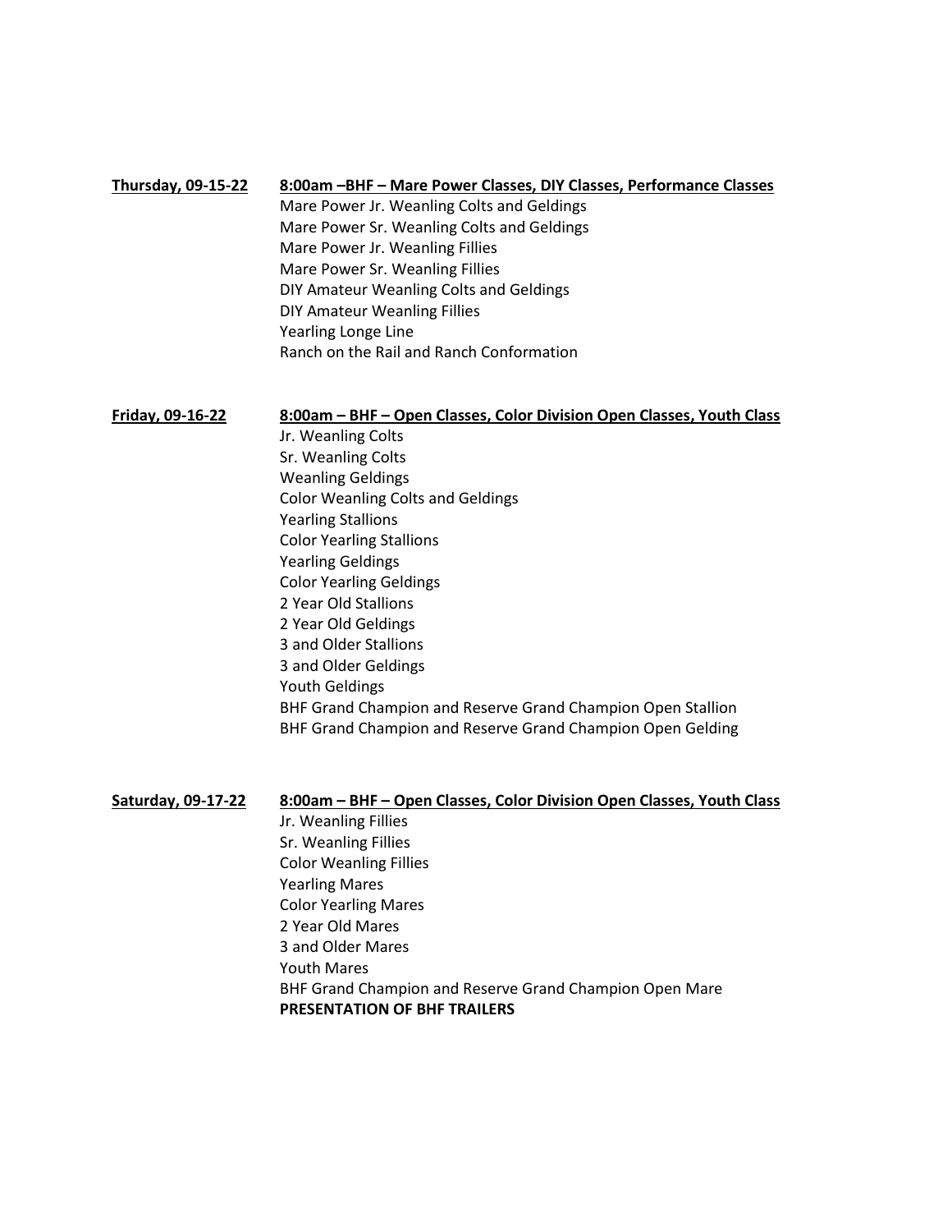**Thursday, 09-15-22** — **8:00am –BHF – Mare Power Classes, DIY Classes, Performance Classes**

Mare Power Jr. Weanling Colts and Geldings
Mare Power Sr. Weanling Colts and Geldings
Mare Power Jr. Weanling Fillies
Mare Power Sr. Weanling Fillies
DIY Amateur Weanling Colts and Geldings
DIY Amateur Weanling Fillies
Yearling Longe Line
Ranch on the Rail and Ranch Conformation

**Friday, 09-16-22** — **8:00am – BHF – Open Classes, Color Division Open Classes, Youth Class**

Jr. Weanling Colts
Sr. Weanling Colts
Weanling Geldings
Color Weanling Colts and Geldings
Yearling Stallions
Color Yearling Stallions
Yearling Geldings
Color Yearling Geldings
2 Year Old Stallions
2 Year Old Geldings
3 and Older Stallions
3 and Older Geldings
Youth Geldings
BHF Grand Champion and Reserve Grand Champion Open Stallion
BHF Grand Champion and Reserve Grand Champion Open Gelding

**Saturday, 09-17-22** — **8:00am – BHF – Open Classes, Color Division Open Classes, Youth Class**

Jr. Weanling Fillies
Sr. Weanling Fillies
Color Weanling Fillies
Yearling Mares
Color Yearling Mares
2 Year Old Mares
3 and Older Mares
Youth Mares
BHF Grand Champion and Reserve Grand Champion Open Mare
**PRESENTATION OF BHF TRAILERS**